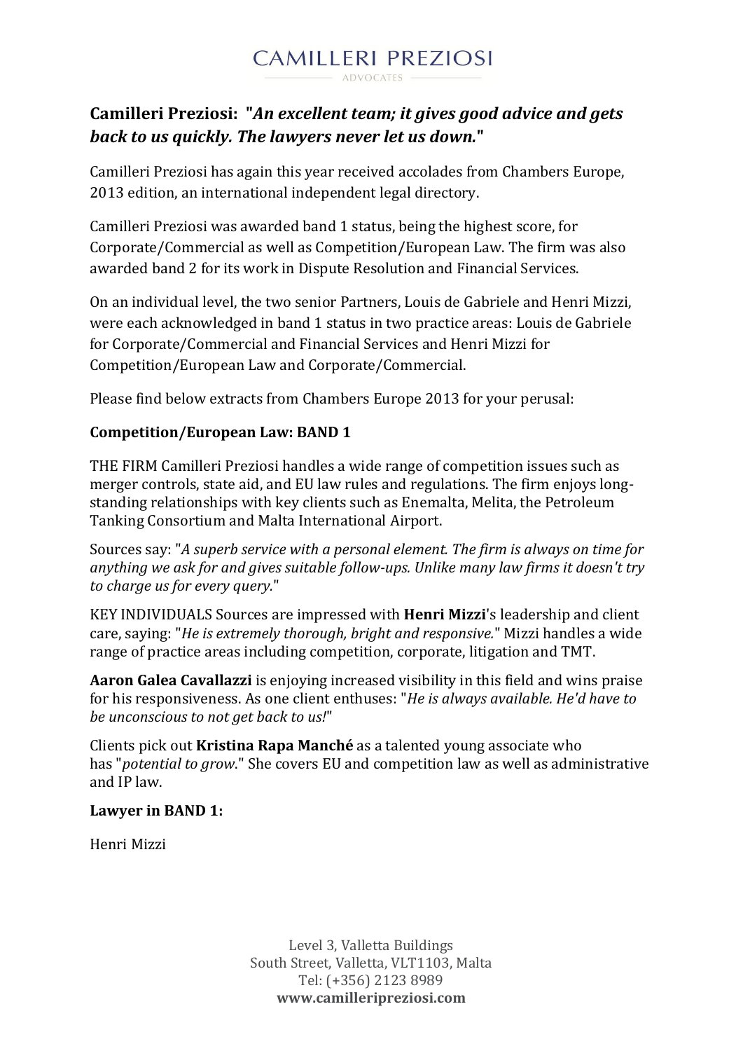# Camilleri Preziosi: "*An excellent team; it gives good advice and gets back to us quickly. The lawyers never let us down.*"

Camilleri Preziosi has again this year received accolades from Chambers Europe, 2013 edition, an international independent legal directory.

Camilleri Preziosi was awarded band 1 status, being the highest score, for Corporate/Commercial as well as Competition/European Law. The firm was also awarded band 2 for its work in Dispute Resolution and Financial Services.

On an individual level, the two senior Partners, Louis de Gabriele and Henri Mizzi, were each acknowledged in band 1 status in two practice areas: Louis de Gabriele for Corporate/Commercial and Financial Services and Henri Mizzi for Competition/European Law and Corporate/Commercial.

Please find below extracts from Chambers Europe 2013 for your perusal:

**Competition/European Law: BAND 1**

THE FIRM Camilleri Preziosi handles a wide range of competition issues such as merger controls, state aid, and EU law rules and regulations. The firm enjoys long-standing relationships with key clients such as Enemalta, Melita, the Petroleum Tanking Consortium and Malta International Airport.

Sources say: "*A superb service with a personal element. The firm is always on time for anything we ask for and gives suitable follow-ups. Unlike many law firms it doesn't try to charge us for every query.*"

KEY INDIVIDUALS Sources are impressed with **Henri Mizzi**'s leadership and client care, saying: "*He is extremely thorough, bright and responsive.*" Mizzi handles a wide range of practice areas including competition, corporate, litigation and TMT.

**Aaron Galea Cavallazzi** is enjoying increased visibility in this field and wins praise for his responsiveness. As one client enthuses: "*He is always available. He'd have to be unconscious to not get back to us!*"

Clients pick out **Kristina Rapa Manché** as a talented young associate who has "*potential to grow*." She covers EU and competition law as well as administrative and IP law.

**Lawyer in BAND 1:**

Henri Mizzi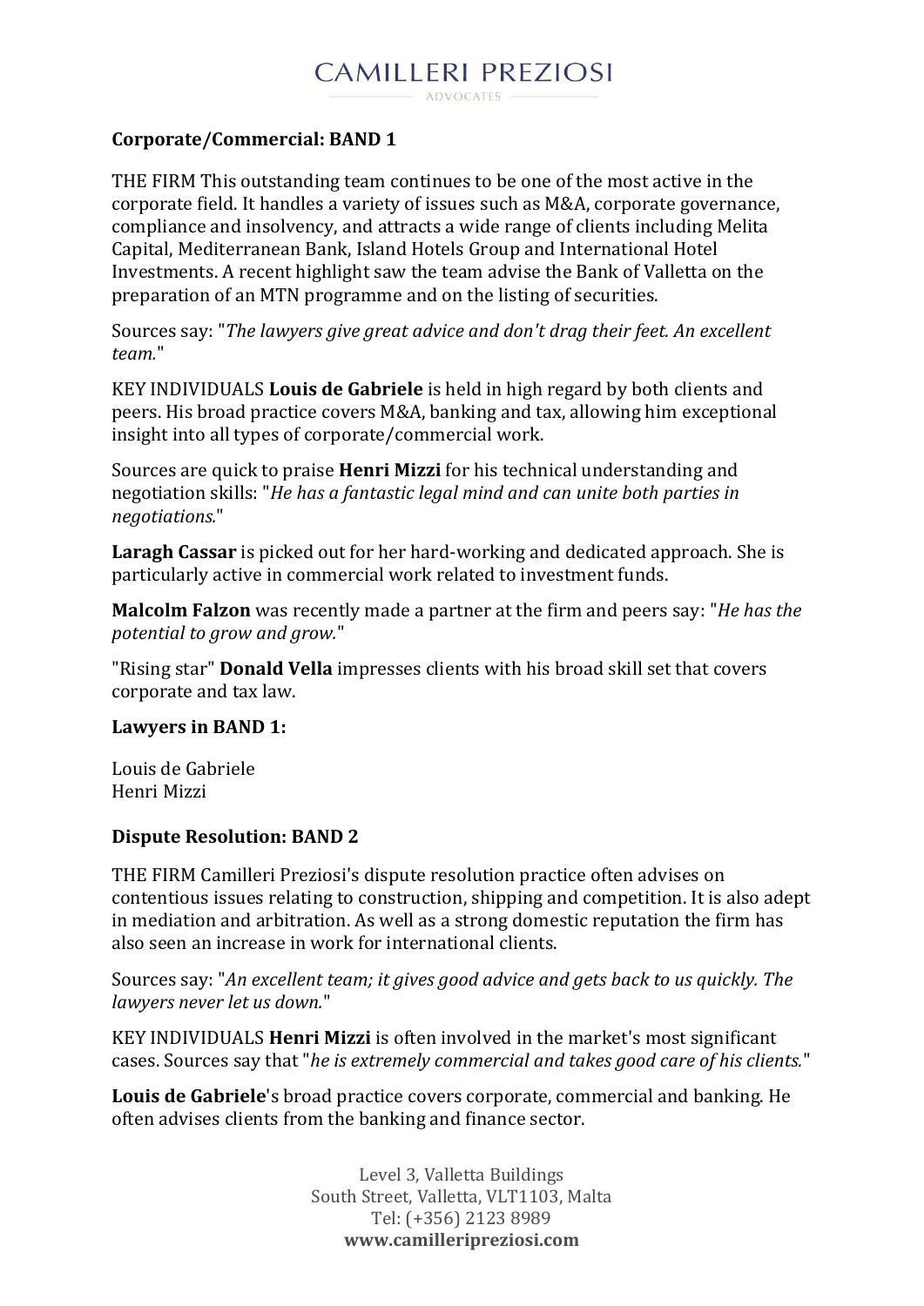**Corporate/Commercial: BAND 1**

THE FIRM This outstanding team continues to be one of the most active in the corporate field. It handles a variety of issues such as M&A, corporate governance, compliance and insolvency, and attracts a wide range of clients including Melita Capital, Mediterranean Bank, Island Hotels Group and International Hotel Investments. A recent highlight saw the team advise the Bank of Valletta on the preparation of an MTN programme and on the listing of securities.

Sources say: "*The lawyers give great advice and don't drag their feet. An excellent team.*"

KEY INDIVIDUALS **Louis de Gabriele** is held in high regard by both clients and peers. His broad practice covers M&A, banking and tax, allowing him exceptional insight into all types of corporate/commercial work.

Sources are quick to praise **Henri Mizzi** for his technical understanding and negotiation skills: "*He has a fantastic legal mind and can unite both parties in negotiations.*"

**Laragh Cassar** is picked out for her hard-working and dedicated approach. She is particularly active in commercial work related to investment funds.

**Malcolm Falzon** was recently made a partner at the firm and peers say: "*He has the potential to grow and grow.*"

"Rising star" **Donald Vella** impresses clients with his broad skill set that covers corporate and tax law.

**Lawyers in BAND 1:**

Louis de Gabriele
Henri Mizzi

**Dispute Resolution: BAND 2**

THE FIRM Camilleri Preziosi's dispute resolution practice often advises on contentious issues relating to construction, shipping and competition. It is also adept in mediation and arbitration. As well as a strong domestic reputation the firm has also seen an increase in work for international clients.

Sources say: "*An excellent team; it gives good advice and gets back to us quickly. The lawyers never let us down.*"

KEY INDIVIDUALS **Henri Mizzi** is often involved in the market's most significant cases. Sources say that "*he is extremely commercial and takes good care of his clients.*"

**Louis de Gabriele**'s broad practice covers corporate, commercial and banking. He often advises clients from the banking and finance sector.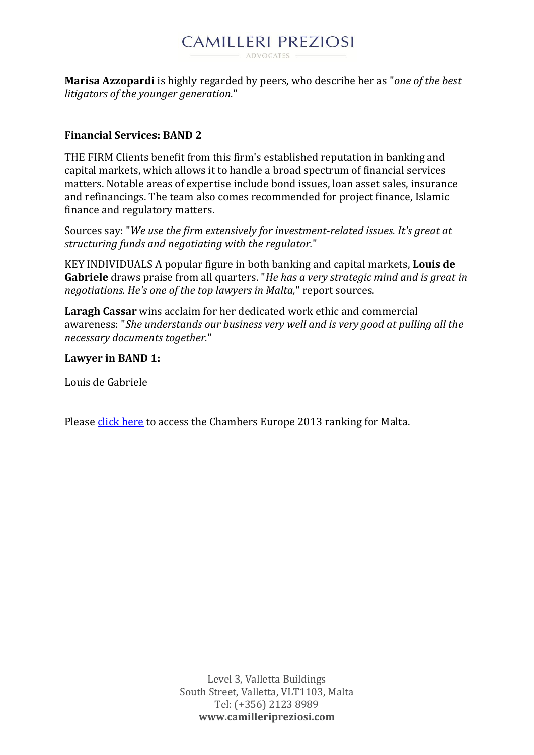**Marisa Azzopardi** is highly regarded by peers, who describe her as "*one of the best litigators of the younger generation.*"

**Financial Services: BAND 2**

THE FIRM Clients benefit from this firm's established reputation in banking and capital markets, which allows it to handle a broad spectrum of financial services matters. Notable areas of expertise include bond issues, loan asset sales, insurance and refinancings. The team also comes recommended for project finance, Islamic finance and regulatory matters.

Sources say: "*We use the firm extensively for investment-related issues. It's great at structuring funds and negotiating with the regulator.*"

KEY INDIVIDUALS A popular figure in both banking and capital markets, **Louis de Gabriele** draws praise from all quarters. "*He has a very strategic mind and is great in negotiations. He's one of the top lawyers in Malta,*" report sources.

**Laragh Cassar** wins acclaim for her dedicated work ethic and commercial awareness: "*She understands our business very well and is very good at pulling all the necessary documents together.*"

**Lawyer in BAND 1:**

Louis de Gabriele

Please click here to access the Chambers Europe 2013 ranking for Malta.